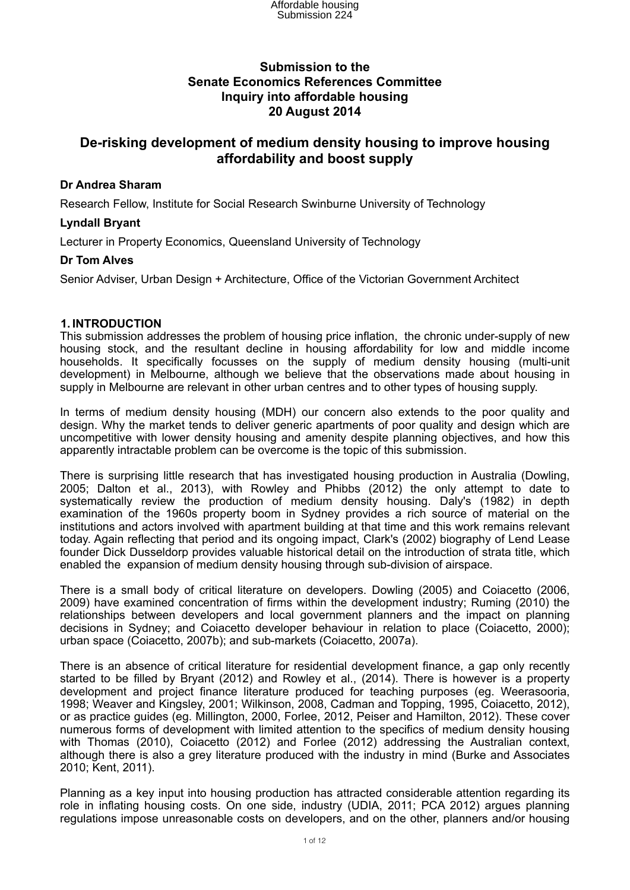**Submission to the Senate Economics References Committee Inquiry into affordable housing 20 August 2014**

# De-risking development of medium density housing to improve housing affordability and boost supply

**Dr Andrea Sharam**

Research Fellow, Institute for Social Research Swinburne University of Technology

**Lyndall Bryant**

Lecturer in Property Economics, Queensland University of Technology

**Dr Tom Alves**

Senior Adviser, Urban Design + Architecture, Office of the Victorian Government Architect

## 1. INTRODUCTION

This submission addresses the problem of housing price inflation, the chronic under-supply of new housing stock, and the resultant decline in housing affordability for low and middle income households. It specifically focusses on the supply of medium density housing (multi-unit development) in Melbourne, although we believe that the observations made about housing in supply in Melbourne are relevant in other urban centres and to other types of housing supply.

In terms of medium density housing (MDH) our concern also extends to the poor quality and design. Why the market tends to deliver generic apartments of poor quality and design which are uncompetitive with lower density housing and amenity despite planning objectives, and how this apparently intractable problem can be overcome is the topic of this submission.

There is surprising little research that has investigated housing production in Australia (Dowling, 2005; Dalton et al., 2013), with Rowley and Phibbs (2012) the only attempt to date to systematically review the production of medium density housing. Daly's (1982) in depth examination of the 1960s property boom in Sydney provides a rich source of material on the institutions and actors involved with apartment building at that time and this work remains relevant today. Again reflecting that period and its ongoing impact, Clark's (2002) biography of Lend Lease founder Dick Dusseldorp provides valuable historical detail on the introduction of strata title, which enabled the expansion of medium density housing through sub-division of airspace.

There is a small body of critical literature on developers. Dowling (2005) and Coiacetto (2006, 2009) have examined concentration of firms within the development industry; Ruming (2010) the relationships between developers and local government planners and the impact on planning decisions in Sydney; and Coiacetto developer behaviour in relation to place (Coiacetto, 2000); urban space (Coiacetto, 2007b); and sub-markets (Coiacetto, 2007a).

There is an absence of critical literature for residential development finance, a gap only recently started to be filled by Bryant (2012) and Rowley et al., (2014). There is however is a property development and project finance literature produced for teaching purposes (eg. Weerasooria, 1998; Weaver and Kingsley, 2001; Wilkinson, 2008, Cadman and Topping, 1995, Coiacetto, 2012), or as practice guides (eg. Millington, 2000, Forlee, 2012, Peiser and Hamilton, 2012). These cover numerous forms of development with limited attention to the specifics of medium density housing with Thomas (2010), Coiacetto (2012) and Forlee (2012) addressing the Australian context, although there is also a grey literature produced with the industry in mind (Burke and Associates 2010; Kent, 2011).

Planning as a key input into housing production has attracted considerable attention regarding its role in inflating housing costs. On one side, industry (UDIA, 2011; PCA 2012) argues planning regulations impose unreasonable costs on developers, and on the other, planners and/or housing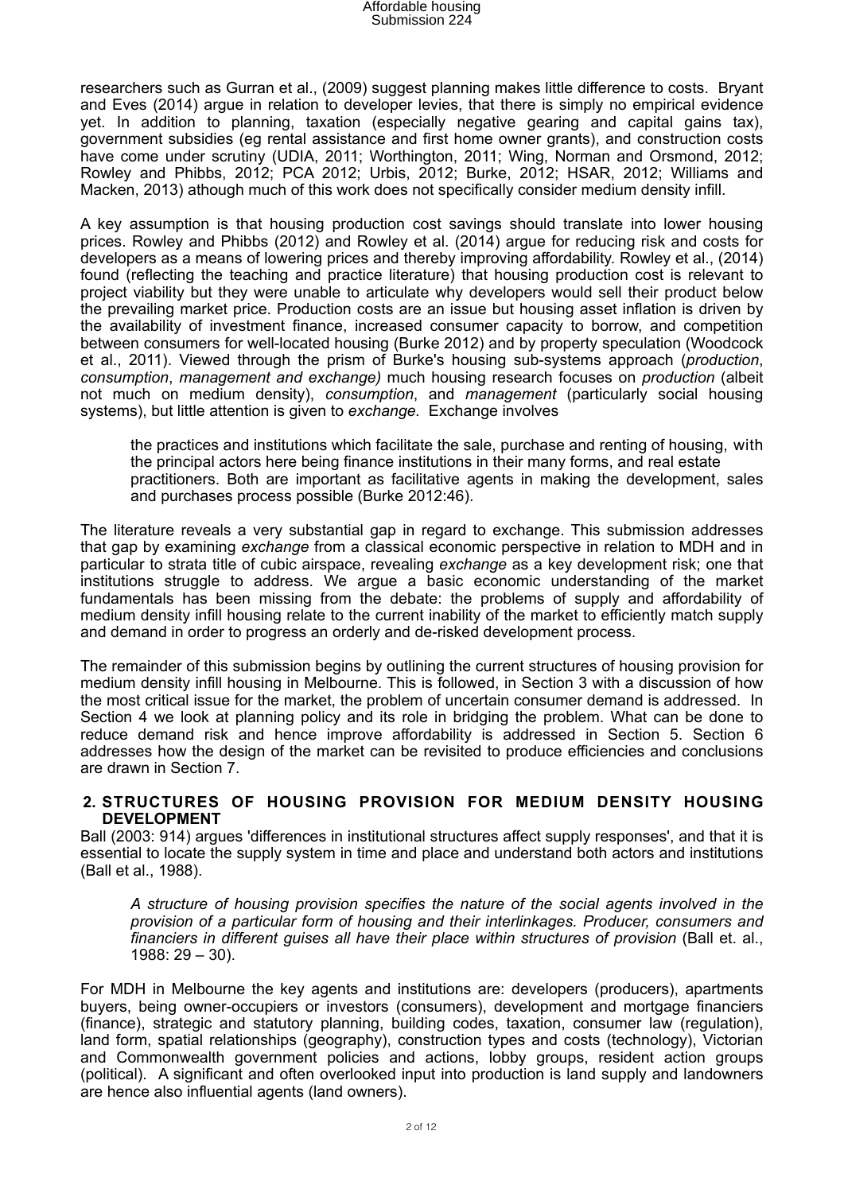researchers such as Gurran et al., (2009) suggest planning makes little difference to costs. Bryant and Eves (2014) argue in relation to developer levies, that there is simply no empirical evidence yet. In addition to planning, taxation (especially negative gearing and capital gains tax), government subsidies (eg rental assistance and first home owner grants), and construction costs have come under scrutiny (UDIA, 2011; Worthington, 2011; Wing, Norman and Orsmond, 2012; Rowley and Phibbs, 2012; PCA 2012; Urbis, 2012; Burke, 2012; HSAR, 2012; Williams and Macken, 2013) athough much of this work does not specifically consider medium density infill.

A key assumption is that housing production cost savings should translate into lower housing prices. Rowley and Phibbs (2012) and Rowley et al. (2014) argue for reducing risk and costs for developers as a means of lowering prices and thereby improving affordability. Rowley et al., (2014) found (reflecting the teaching and practice literature) that housing production cost is relevant to project viability but they were unable to articulate why developers would sell their product below the prevailing market price. Production costs are an issue but housing asset inflation is driven by the availability of investment finance, increased consumer capacity to borrow, and competition between consumers for well-located housing (Burke 2012) and by property speculation (Woodcock et al., 2011). Viewed through the prism of Burke's housing sub-systems approach (*production*, *consumption*, *management and exchange)* much housing research focuses on *production* (albeit not much on medium density), *consumption*, and *management* (particularly social housing systems), but little attention is given to *exchange*. Exchange involves

> the practices and institutions which facilitate the sale, purchase and renting of housing, with the principal actors here being finance institutions in their many forms, and real estate practitioners. Both are important as facilitative agents in making the development, sales and purchases process possible (Burke 2012:46).

The literature reveals a very substantial gap in regard to exchange. This submission addresses that gap by examining *exchange* from a classical economic perspective in relation to MDH and in particular to strata title of cubic airspace, revealing *exchange* as a key development risk; one that institutions struggle to address. We argue a basic economic understanding of the market fundamentals has been missing from the debate: the problems of supply and affordability of medium density infill housing relate to the current inability of the market to efficiently match supply and demand in order to progress an orderly and de-risked development process.

The remainder of this submission begins by outlining the current structures of housing provision for medium density infill housing in Melbourne. This is followed, in Section 3 with a discussion of how the most critical issue for the market, the problem of uncertain consumer demand is addressed. In Section 4 we look at planning policy and its role in bridging the problem. What can be done to reduce demand risk and hence improve affordability is addressed in Section 5. Section 6 addresses how the design of the market can be revisited to produce efficiencies and conclusions are drawn in Section 7.

## 2. STRUCTURES OF HOUSING PROVISION FOR MEDIUM DENSITY HOUSING DEVELOPMENT

Ball (2003: 914) argues 'differences in institutional structures affect supply responses', and that it is essential to locate the supply system in time and place and understand both actors and institutions (Ball et al., 1988).

> *A structure of housing provision specifies the nature of the social agents involved in the provision of a particular form of housing and their interlinkages. Producer, consumers and financiers in different guises all have their place within structures of provision* (Ball et. al., 1988: 29 – 30).

For MDH in Melbourne the key agents and institutions are: developers (producers), apartments buyers, being owner-occupiers or investors (consumers), development and mortgage financiers (finance), strategic and statutory planning, building codes, taxation, consumer law (regulation), land form, spatial relationships (geography), construction types and costs (technology), Victorian and Commonwealth government policies and actions, lobby groups, resident action groups (political). A significant and often overlooked input into production is land supply and landowners are hence also influential agents (land owners).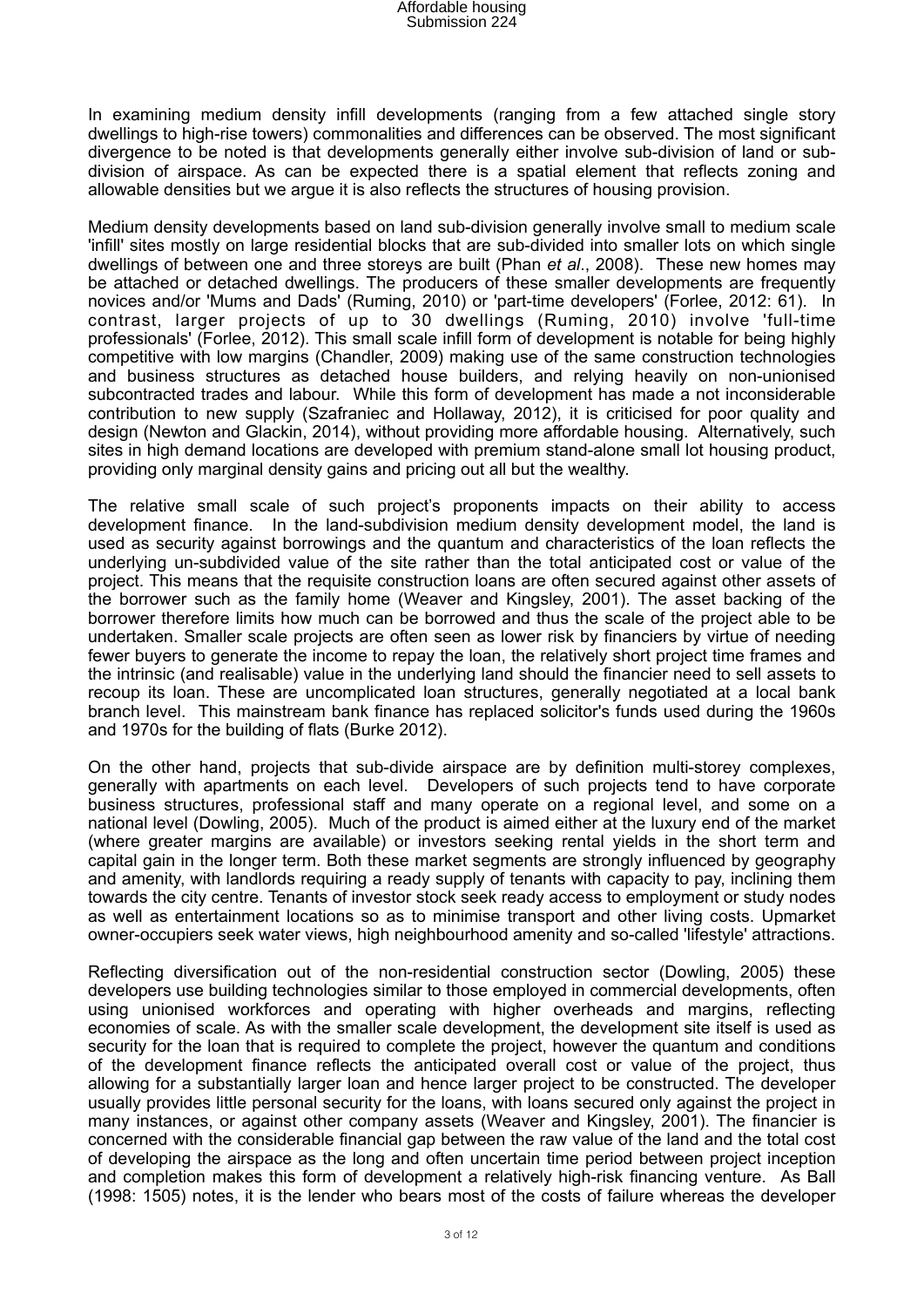In examining medium density infill developments (ranging from a few attached single story dwellings to high-rise towers) commonalities and differences can be observed. The most significant divergence to be noted is that developments generally either involve sub-division of land or sub-division of airspace. As can be expected there is a spatial element that reflects zoning and allowable densities but we argue it is also reflects the structures of housing provision.

Medium density developments based on land sub-division generally involve small to medium scale 'infill' sites mostly on large residential blocks that are sub-divided into smaller lots on which single dwellings of between one and three storeys are built (Phan *et al*., 2008). These new homes may be attached or detached dwellings. The producers of these smaller developments are frequently novices and/or 'Mums and Dads' (Ruming, 2010) or 'part-time developers' (Forlee, 2012: 61). In contrast, larger projects of up to 30 dwellings (Ruming, 2010) involve 'full-time professionals' (Forlee, 2012). This small scale infill form of development is notable for being highly competitive with low margins (Chandler, 2009) making use of the same construction technologies and business structures as detached house builders, and relying heavily on non-unionised subcontracted trades and labour. While this form of development has made a not inconsiderable contribution to new supply (Szafraniec and Hollaway, 2012), it is criticised for poor quality and design (Newton and Glackin, 2014), without providing more affordable housing. Alternatively, such sites in high demand locations are developed with premium stand-alone small lot housing product, providing only marginal density gains and pricing out all but the wealthy.

The relative small scale of such project's proponents impacts on their ability to access development finance. In the land-subdivision medium density development model, the land is used as security against borrowings and the quantum and characteristics of the loan reflects the underlying un-subdivided value of the site rather than the total anticipated cost or value of the project. This means that the requisite construction loans are often secured against other assets of the borrower such as the family home (Weaver and Kingsley, 2001). The asset backing of the borrower therefore limits how much can be borrowed and thus the scale of the project able to be undertaken. Smaller scale projects are often seen as lower risk by financiers by virtue of needing fewer buyers to generate the income to repay the loan, the relatively short project time frames and the intrinsic (and realisable) value in the underlying land should the financier need to sell assets to recoup its loan. These are uncomplicated loan structures, generally negotiated at a local bank branch level. This mainstream bank finance has replaced solicitor's funds used during the 1960s and 1970s for the building of flats (Burke 2012).

On the other hand, projects that sub-divide airspace are by definition multi-storey complexes, generally with apartments on each level. Developers of such projects tend to have corporate business structures, professional staff and many operate on a regional level, and some on a national level (Dowling, 2005). Much of the product is aimed either at the luxury end of the market (where greater margins are available) or investors seeking rental yields in the short term and capital gain in the longer term. Both these market segments are strongly influenced by geography and amenity, with landlords requiring a ready supply of tenants with capacity to pay, inclining them towards the city centre. Tenants of investor stock seek ready access to employment or study nodes as well as entertainment locations so as to minimise transport and other living costs. Upmarket owner-occupiers seek water views, high neighbourhood amenity and so-called 'lifestyle' attractions.

Reflecting diversification out of the non-residential construction sector (Dowling, 2005) these developers use building technologies similar to those employed in commercial developments, often using unionised workforces and operating with higher overheads and margins, reflecting economies of scale. As with the smaller scale development, the development site itself is used as security for the loan that is required to complete the project, however the quantum and conditions of the development finance reflects the anticipated overall cost or value of the project, thus allowing for a substantially larger loan and hence larger project to be constructed. The developer usually provides little personal security for the loans, with loans secured only against the project in many instances, or against other company assets (Weaver and Kingsley, 2001). The financier is concerned with the considerable financial gap between the raw value of the land and the total cost of developing the airspace as the long and often uncertain time period between project inception and completion makes this form of development a relatively high-risk financing venture. As Ball (1998: 1505) notes, it is the lender who bears most of the costs of failure whereas the developer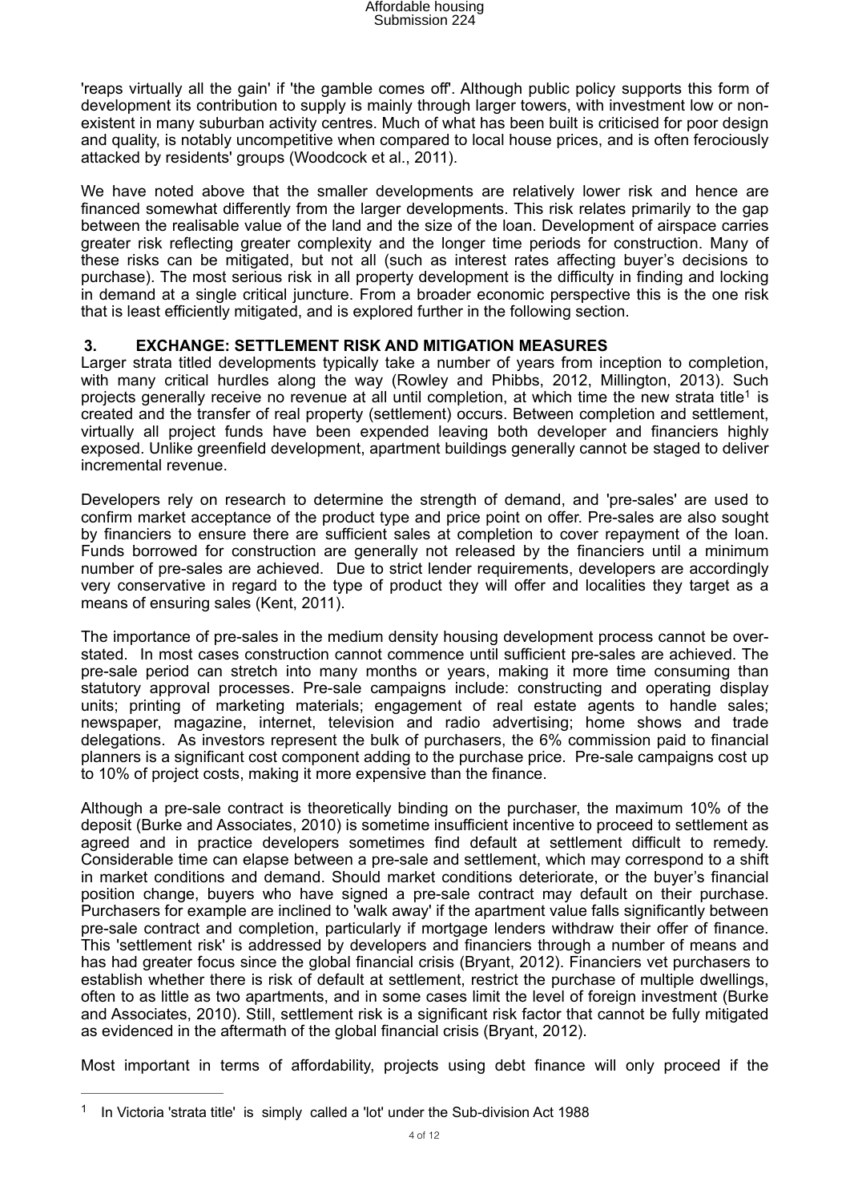'reaps virtually all the gain' if 'the gamble comes off'. Although public policy supports this form of development its contribution to supply is mainly through larger towers, with investment low or non-existent in many suburban activity centres. Much of what has been built is criticised for poor design and quality, is notably uncompetitive when compared to local house prices, and is often ferociously attacked by residents' groups (Woodcock et al., 2011).

We have noted above that the smaller developments are relatively lower risk and hence are financed somewhat differently from the larger developments. This risk relates primarily to the gap between the realisable value of the land and the size of the loan. Development of airspace carries greater risk reflecting greater complexity and the longer time periods for construction. Many of these risks can be mitigated, but not all (such as interest rates affecting buyer's decisions to purchase). The most serious risk in all property development is the difficulty in finding and locking in demand at a single critical juncture. From a broader economic perspective this is the one risk that is least efficiently mitigated, and is explored further in the following section.

## 3. EXCHANGE: SETTLEMENT RISK AND MITIGATION MEASURES

Larger strata titled developments typically take a number of years from inception to completion, with many critical hurdles along the way (Rowley and Phibbs, 2012, Millington, 2013). Such projects generally receive no revenue at all until completion, at which time the new strata title[1] is created and the transfer of real property (settlement) occurs. Between completion and settlement, virtually all project funds have been expended leaving both developer and financiers highly exposed. Unlike greenfield development, apartment buildings generally cannot be staged to deliver incremental revenue.

Developers rely on research to determine the strength of demand, and 'pre-sales' are used to confirm market acceptance of the product type and price point on offer. Pre-sales are also sought by financiers to ensure there are sufficient sales at completion to cover repayment of the loan. Funds borrowed for construction are generally not released by the financiers until a minimum number of pre-sales are achieved. Due to strict lender requirements, developers are accordingly very conservative in regard to the type of product they will offer and localities they target as a means of ensuring sales (Kent, 2011).

The importance of pre-sales in the medium density housing development process cannot be over-stated. In most cases construction cannot commence until sufficient pre-sales are achieved. The pre-sale period can stretch into many months or years, making it more time consuming than statutory approval processes. Pre-sale campaigns include: constructing and operating display units; printing of marketing materials; engagement of real estate agents to handle sales; newspaper, magazine, internet, television and radio advertising; home shows and trade delegations. As investors represent the bulk of purchasers, the 6% commission paid to financial planners is a significant cost component adding to the purchase price. Pre-sale campaigns cost up to 10% of project costs, making it more expensive than the finance.

Although a pre-sale contract is theoretically binding on the purchaser, the maximum 10% of the deposit (Burke and Associates, 2010) is sometime insufficient incentive to proceed to settlement as agreed and in practice developers sometimes find default at settlement difficult to remedy. Considerable time can elapse between a pre-sale and settlement, which may correspond to a shift in market conditions and demand. Should market conditions deteriorate, or the buyer's financial position change, buyers who have signed a pre-sale contract may default on their purchase. Purchasers for example are inclined to 'walk away' if the apartment value falls significantly between pre-sale contract and completion, particularly if mortgage lenders withdraw their offer of finance. This 'settlement risk' is addressed by developers and financiers through a number of means and has had greater focus since the global financial crisis (Bryant, 2012). Financiers vet purchasers to establish whether there is risk of default at settlement, restrict the purchase of multiple dwellings, often to as little as two apartments, and in some cases limit the level of foreign investment (Burke and Associates, 2010). Still, settlement risk is a significant risk factor that cannot be fully mitigated as evidenced in the aftermath of the global financial crisis (Bryant, 2012).

Most important in terms of affordability, projects using debt finance will only proceed if the

---

[1] In Victoria 'strata title' is simply called a 'lot' under the Sub-division Act 1988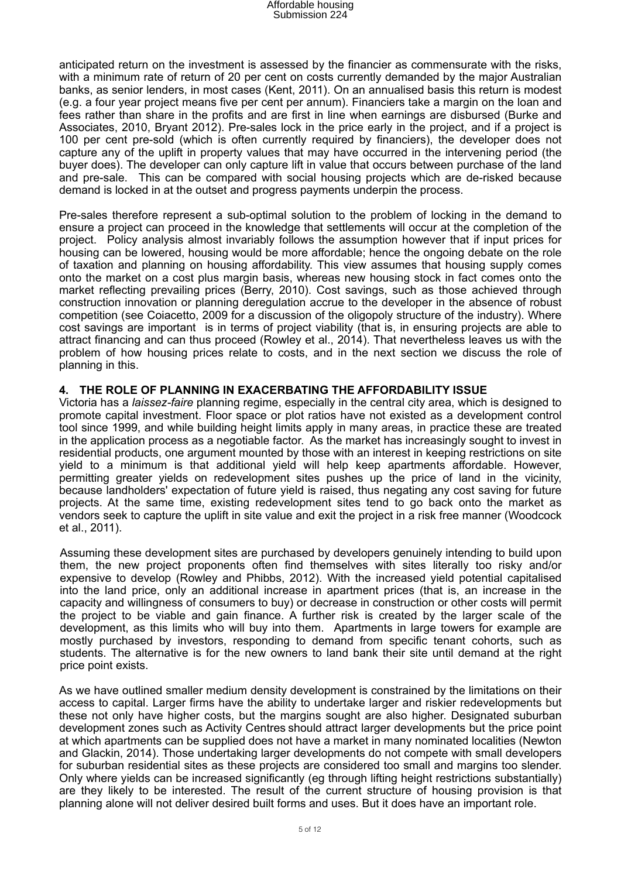anticipated return on the investment is assessed by the financier as commensurate with the risks, with a minimum rate of return of 20 per cent on costs currently demanded by the major Australian banks, as senior lenders, in most cases (Kent, 2011). On an annualised basis this return is modest (e.g. a four year project means five per cent per annum). Financiers take a margin on the loan and fees rather than share in the profits and are first in line when earnings are disbursed (Burke and Associates, 2010, Bryant 2012). Pre-sales lock in the price early in the project, and if a project is 100 per cent pre-sold (which is often currently required by financiers), the developer does not capture any of the uplift in property values that may have occurred in the intervening period (the buyer does). The developer can only capture lift in value that occurs between purchase of the land and pre-sale. This can be compared with social housing projects which are de-risked because demand is locked in at the outset and progress payments underpin the process.

Pre-sales therefore represent a sub-optimal solution to the problem of locking in the demand to ensure a project can proceed in the knowledge that settlements will occur at the completion of the project. Policy analysis almost invariably follows the assumption however that if input prices for housing can be lowered, housing would be more affordable; hence the ongoing debate on the role of taxation and planning on housing affordability. This view assumes that housing supply comes onto the market on a cost plus margin basis, whereas new housing stock in fact comes onto the market reflecting prevailing prices (Berry, 2010). Cost savings, such as those achieved through construction innovation or planning deregulation accrue to the developer in the absence of robust competition (see Coiacetto, 2009 for a discussion of the oligopoly structure of the industry). Where cost savings are important is in terms of project viability (that is, in ensuring projects are able to attract financing and can thus proceed (Rowley et al., 2014). That nevertheless leaves us with the problem of how housing prices relate to costs, and in the next section we discuss the role of planning in this.

## 4. THE ROLE OF PLANNING IN EXACERBATING THE AFFORDABILITY ISSUE

Victoria has a *laissez-faire* planning regime, especially in the central city area, which is designed to promote capital investment. Floor space or plot ratios have not existed as a development control tool since 1999, and while building height limits apply in many areas, in practice these are treated in the application process as a negotiable factor. As the market has increasingly sought to invest in residential products, one argument mounted by those with an interest in keeping restrictions on site yield to a minimum is that additional yield will help keep apartments affordable. However, permitting greater yields on redevelopment sites pushes up the price of land in the vicinity, because landholders' expectation of future yield is raised, thus negating any cost saving for future projects. At the same time, existing redevelopment sites tend to go back onto the market as vendors seek to capture the uplift in site value and exit the project in a risk free manner (Woodcock et al., 2011).

Assuming these development sites are purchased by developers genuinely intending to build upon them, the new project proponents often find themselves with sites literally too risky and/or expensive to develop (Rowley and Phibbs, 2012). With the increased yield potential capitalised into the land price, only an additional increase in apartment prices (that is, an increase in the capacity and willingness of consumers to buy) or decrease in construction or other costs will permit the project to be viable and gain finance. A further risk is created by the larger scale of the development, as this limits who will buy into them. Apartments in large towers for example are mostly purchased by investors, responding to demand from specific tenant cohorts, such as students. The alternative is for the new owners to land bank their site until demand at the right price point exists.

As we have outlined smaller medium density development is constrained by the limitations on their access to capital. Larger firms have the ability to undertake larger and riskier redevelopments but these not only have higher costs, but the margins sought are also higher. Designated suburban development zones such as Activity Centres should attract larger developments but the price point at which apartments can be supplied does not have a market in many nominated localities (Newton and Glackin, 2014). Those undertaking larger developments do not compete with small developers for suburban residential sites as these projects are considered too small and margins too slender. Only where yields can be increased significantly (eg through lifting height restrictions substantially) are they likely to be interested. The result of the current structure of housing provision is that planning alone will not deliver desired built forms and uses. But it does have an important role.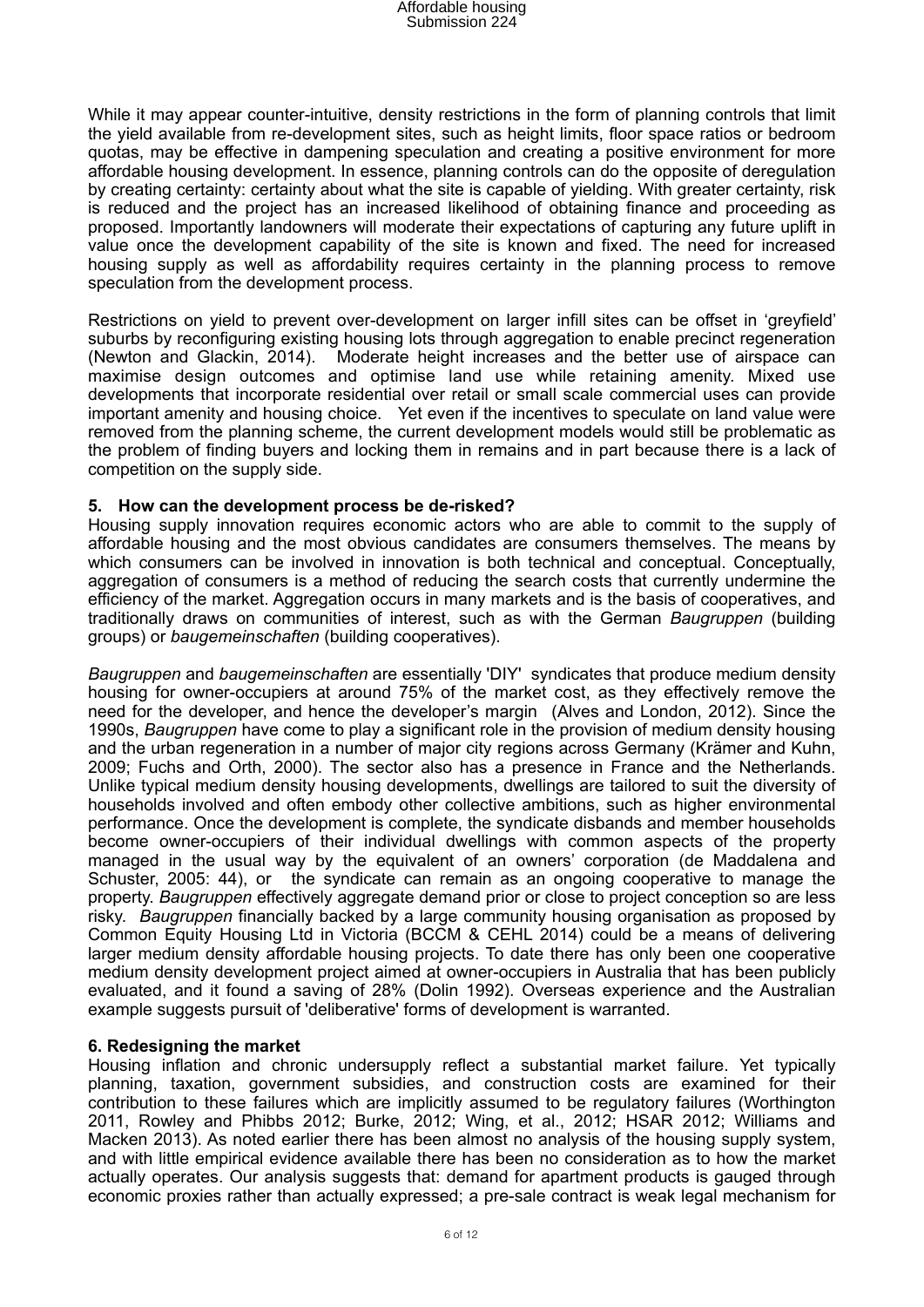While it may appear counter-intuitive, density restrictions in the form of planning controls that limit the yield available from re-development sites, such as height limits, floor space ratios or bedroom quotas, may be effective in dampening speculation and creating a positive environment for more affordable housing development. In essence, planning controls can do the opposite of deregulation by creating certainty: certainty about what the site is capable of yielding. With greater certainty, risk is reduced and the project has an increased likelihood of obtaining finance and proceeding as proposed. Importantly landowners will moderate their expectations of capturing any future uplift in value once the development capability of the site is known and fixed. The need for increased housing supply as well as affordability requires certainty in the planning process to remove speculation from the development process.

Restrictions on yield to prevent over-development on larger infill sites can be offset in 'greyfield' suburbs by reconfiguring existing housing lots through aggregation to enable precinct regeneration (Newton and Glackin, 2014). Moderate height increases and the better use of airspace can maximise design outcomes and optimise land use while retaining amenity. Mixed use developments that incorporate residential over retail or small scale commercial uses can provide important amenity and housing choice. Yet even if the incentives to speculate on land value were removed from the planning scheme, the current development models would still be problematic as the problem of finding buyers and locking them in remains and in part because there is a lack of competition on the supply side.

## 5. How can the development process be de-risked?

Housing supply innovation requires economic actors who are able to commit to the supply of affordable housing and the most obvious candidates are consumers themselves. The means by which consumers can be involved in innovation is both technical and conceptual. Conceptually, aggregation of consumers is a method of reducing the search costs that currently undermine the efficiency of the market. Aggregation occurs in many markets and is the basis of cooperatives, and traditionally draws on communities of interest, such as with the German *Baugruppen* (building groups) or *baugemeinschaften* (building cooperatives).

*Baugruppen* and *baugemeinschaften* are essentially 'DIY' syndicates that produce medium density housing for owner-occupiers at around 75% of the market cost, as they effectively remove the need for the developer, and hence the developer's margin (Alves and London, 2012). Since the 1990s, *Baugruppen* have come to play a significant role in the provision of medium density housing and the urban regeneration in a number of major city regions across Germany (Krämer and Kuhn, 2009; Fuchs and Orth, 2000). The sector also has a presence in France and the Netherlands. Unlike typical medium density housing developments, dwellings are tailored to suit the diversity of households involved and often embody other collective ambitions, such as higher environmental performance. Once the development is complete, the syndicate disbands and member households become owner-occupiers of their individual dwellings with common aspects of the property managed in the usual way by the equivalent of an owners' corporation (de Maddalena and Schuster, 2005: 44), or the syndicate can remain as an ongoing cooperative to manage the property. *Baugruppen* effectively aggregate demand prior or close to project conception so are less risky. *Baugruppen* financially backed by a large community housing organisation as proposed by Common Equity Housing Ltd in Victoria (BCCM & CEHL 2014) could be a means of delivering larger medium density affordable housing projects. To date there has only been one cooperative medium density development project aimed at owner-occupiers in Australia that has been publicly evaluated, and it found a saving of 28% (Dolin 1992). Overseas experience and the Australian example suggests pursuit of 'deliberative' forms of development is warranted.

## 6. Redesigning the market

Housing inflation and chronic undersupply reflect a substantial market failure. Yet typically planning, taxation, government subsidies, and construction costs are examined for their contribution to these failures which are implicitly assumed to be regulatory failures (Worthington 2011, Rowley and Phibbs 2012; Burke, 2012; Wing, et al., 2012; HSAR 2012; Williams and Macken 2013). As noted earlier there has been almost no analysis of the housing supply system, and with little empirical evidence available there has been no consideration as to how the market actually operates. Our analysis suggests that: demand for apartment products is gauged through economic proxies rather than actually expressed; a pre-sale contract is weak legal mechanism for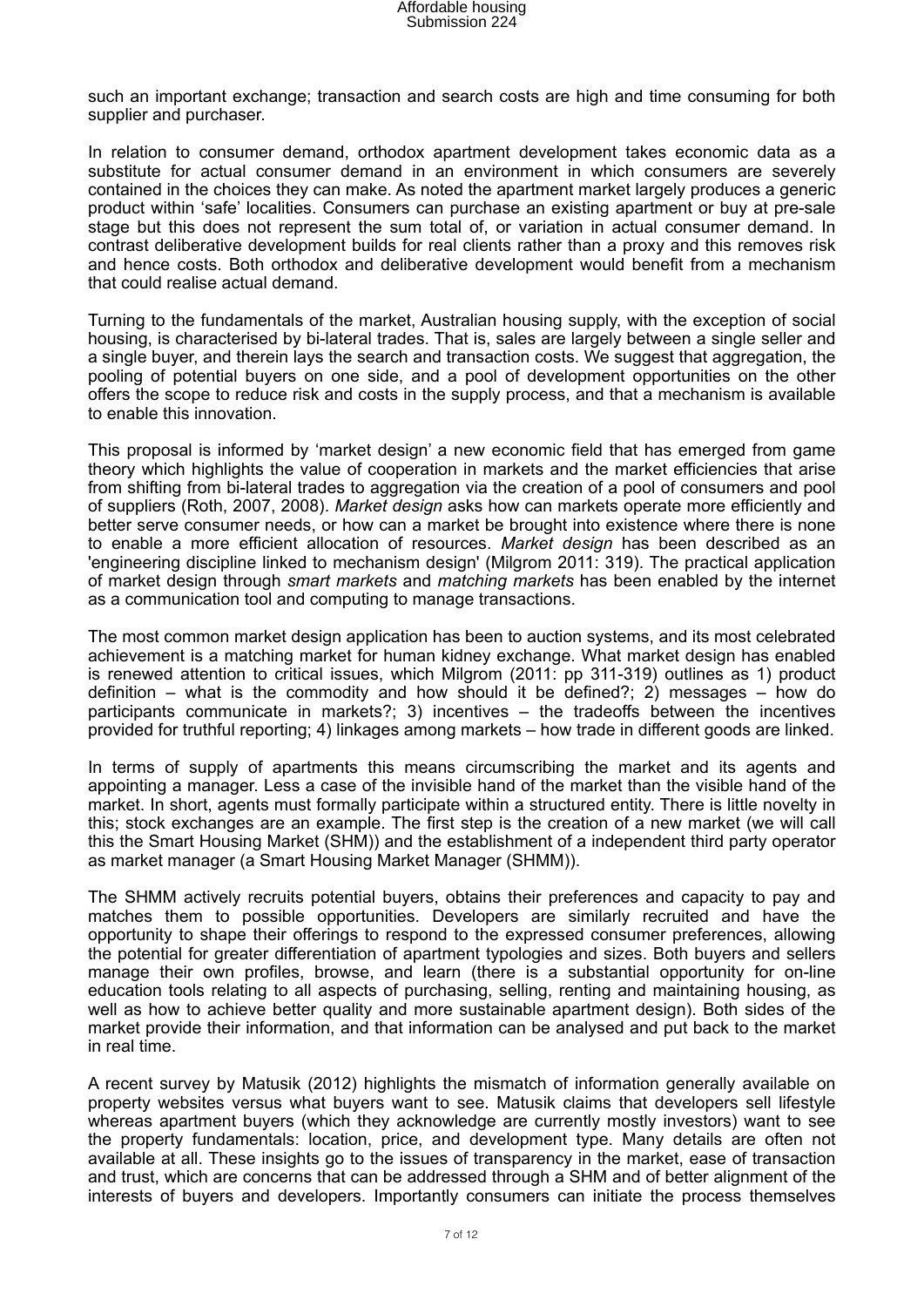such an important exchange; transaction and search costs are high and time consuming for both supplier and purchaser.

In relation to consumer demand, orthodox apartment development takes economic data as a substitute for actual consumer demand in an environment in which consumers are severely contained in the choices they can make. As noted the apartment market largely produces a generic product within 'safe' localities. Consumers can purchase an existing apartment or buy at pre-sale stage but this does not represent the sum total of, or variation in actual consumer demand. In contrast deliberative development builds for real clients rather than a proxy and this removes risk and hence costs. Both orthodox and deliberative development would benefit from a mechanism that could realise actual demand.

Turning to the fundamentals of the market, Australian housing supply, with the exception of social housing, is characterised by bi-lateral trades. That is, sales are largely between a single seller and a single buyer, and therein lays the search and transaction costs. We suggest that aggregation, the pooling of potential buyers on one side, and a pool of development opportunities on the other offers the scope to reduce risk and costs in the supply process, and that a mechanism is available to enable this innovation.

This proposal is informed by 'market design' a new economic field that has emerged from game theory which highlights the value of cooperation in markets and the market efficiencies that arise from shifting from bi-lateral trades to aggregation via the creation of a pool of consumers and pool of suppliers (Roth, 2007, 2008). *Market design* asks how can markets operate more efficiently and better serve consumer needs, or how can a market be brought into existence where there is none to enable a more efficient allocation of resources. *Market design* has been described as an 'engineering discipline linked to mechanism design' (Milgrom 2011: 319). The practical application of market design through *smart markets* and *matching markets* has been enabled by the internet as a communication tool and computing to manage transactions.

The most common market design application has been to auction systems, and its most celebrated achievement is a matching market for human kidney exchange. What market design has enabled is renewed attention to critical issues, which Milgrom (2011: pp 311-319) outlines as 1) product definition – what is the commodity and how should it be defined?; 2) messages – how do participants communicate in markets?; 3) incentives – the tradeoffs between the incentives provided for truthful reporting; 4) linkages among markets – how trade in different goods are linked.

In terms of supply of apartments this means circumscribing the market and its agents and appointing a manager. Less a case of the invisible hand of the market than the visible hand of the market. In short, agents must formally participate within a structured entity. There is little novelty in this; stock exchanges are an example. The first step is the creation of a new market (we will call this the Smart Housing Market (SHM)) and the establishment of a independent third party operator as market manager (a Smart Housing Market Manager (SHMM)).

The SHMM actively recruits potential buyers, obtains their preferences and capacity to pay and matches them to possible opportunities. Developers are similarly recruited and have the opportunity to shape their offerings to respond to the expressed consumer preferences, allowing the potential for greater differentiation of apartment typologies and sizes. Both buyers and sellers manage their own profiles, browse, and learn (there is a substantial opportunity for on-line education tools relating to all aspects of purchasing, selling, renting and maintaining housing, as well as how to achieve better quality and more sustainable apartment design). Both sides of the market provide their information, and that information can be analysed and put back to the market in real time.

A recent survey by Matusik (2012) highlights the mismatch of information generally available on property websites versus what buyers want to see. Matusik claims that developers sell lifestyle whereas apartment buyers (which they acknowledge are currently mostly investors) want to see the property fundamentals: location, price, and development type. Many details are often not available at all. These insights go to the issues of transparency in the market, ease of transaction and trust, which are concerns that can be addressed through a SHM and of better alignment of the interests of buyers and developers. Importantly consumers can initiate the process themselves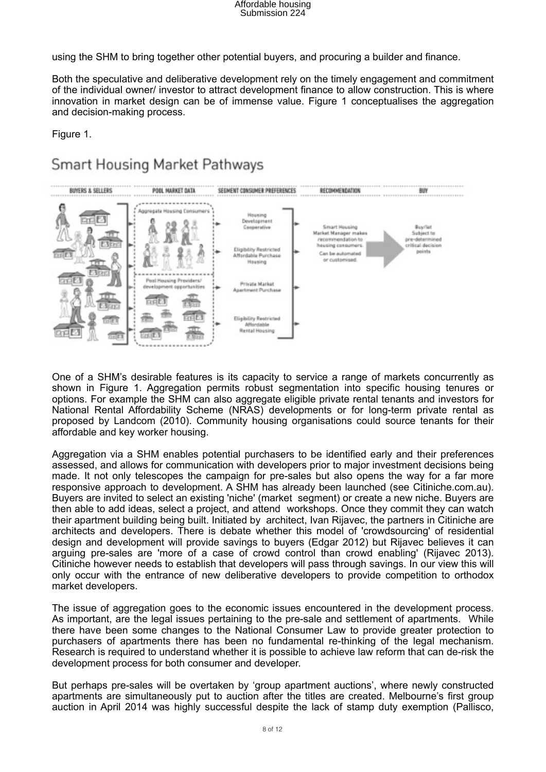using the SHM to bring together other potential buyers, and procuring a builder and finance.

Both the speculative and deliberative development rely on the timely engagement and commitment of the individual owner/ investor to attract development finance to allow construction. This is where innovation in market design can be of immense value. Figure 1 conceptualises the aggregation and decision-making process.

Figure 1.

Smart Housing Market Pathways

One of a SHM's desirable features is its capacity to service a range of markets concurrently as shown in Figure 1. Aggregation permits robust segmentation into specific housing tenures or options. For example the SHM can also aggregate eligible private rental tenants and investors for National Rental Affordability Scheme (NRAS) developments or for long-term private rental as proposed by Landcom (2010). Community housing organisations could source tenants for their affordable and key worker housing.

Aggregation via a SHM enables potential purchasers to be identified early and their preferences assessed, and allows for communication with developers prior to major investment decisions being made. It not only telescopes the campaign for pre-sales but also opens the way for a far more responsive approach to development. A SHM has already been launched (see Citiniche.com.au). Buyers are invited to select an existing 'niche' (market segment) or create a new niche. Buyers are then able to add ideas, select a project, and attend workshops. Once they commit they can watch their apartment building being built. Initiated by architect, Ivan Rijavec, the partners in Citiniche are architects and developers. There is debate whether this model of 'crowdsourcing' of residential design and development will provide savings to buyers (Edgar 2012) but Rijavec believes it can arguing pre-sales are 'more of a case of crowd control than crowd enabling' (Rijavec 2013). Citiniche however needs to establish that developers will pass through savings. In our view this will only occur with the entrance of new deliberative developers to provide competition to orthodox market developers.

The issue of aggregation goes to the economic issues encountered in the development process. As important, are the legal issues pertaining to the pre-sale and settlement of apartments. While there have been some changes to the National Consumer Law to provide greater protection to purchasers of apartments there has been no fundamental re-thinking of the legal mechanism. Research is required to understand whether it is possible to achieve law reform that can de-risk the development process for both consumer and developer.

But perhaps pre-sales will be overtaken by 'group apartment auctions', where newly constructed apartments are simultaneously put to auction after the titles are created. Melbourne's first group auction in April 2014 was highly successful despite the lack of stamp duty exemption (Pallisco,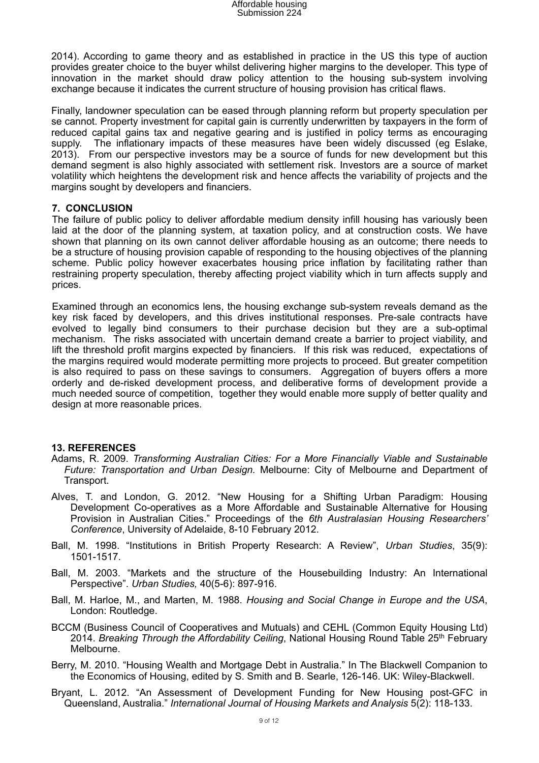2014). According to game theory and as established in practice in the US this type of auction provides greater choice to the buyer whilst delivering higher margins to the developer. This type of innovation in the market should draw policy attention to the housing sub-system involving exchange because it indicates the current structure of housing provision has critical flaws.

Finally, landowner speculation can be eased through planning reform but property speculation per se cannot. Property investment for capital gain is currently underwritten by taxpayers in the form of reduced capital gains tax and negative gearing and is justified in policy terms as encouraging supply. The inflationary impacts of these measures have been widely discussed (eg Eslake, 2013). From our perspective investors may be a source of funds for new development but this demand segment is also highly associated with settlement risk. Investors are a source of market volatility which heightens the development risk and hence affects the variability of projects and the margins sought by developers and financiers.

## 7. CONCLUSION

The failure of public policy to deliver affordable medium density infill housing has variously been laid at the door of the planning system, at taxation policy, and at construction costs. We have shown that planning on its own cannot deliver affordable housing as an outcome; there needs to be a structure of housing provision capable of responding to the housing objectives of the planning scheme. Public policy however exacerbates housing price inflation by facilitating rather than restraining property speculation, thereby affecting project viability which in turn affects supply and prices.

Examined through an economics lens, the housing exchange sub-system reveals demand as the key risk faced by developers, and this drives institutional responses. Pre-sale contracts have evolved to legally bind consumers to their purchase decision but they are a sub-optimal mechanism. The risks associated with uncertain demand create a barrier to project viability, and lift the threshold profit margins expected by financiers. If this risk was reduced, expectations of the margins required would moderate permitting more projects to proceed. But greater competition is also required to pass on these savings to consumers. Aggregation of buyers offers a more orderly and de-risked development process, and deliberative forms of development provide a much needed source of competition, together they would enable more supply of better quality and design at more reasonable prices.

## 13. REFERENCES

Adams, R. 2009. *Transforming Australian Cities: For a More Financially Viable and Sustainable Future: Transportation and Urban Design.* Melbourne: City of Melbourne and Department of Transport.

Alves, T. and London, G. 2012. "New Housing for a Shifting Urban Paradigm: Housing Development Co-operatives as a More Affordable and Sustainable Alternative for Housing Provision in Australian Cities." Proceedings of the *6th Australasian Housing Researchers' Conference*, University of Adelaide, 8-10 February 2012.

Ball, M. 1998. "Institutions in British Property Research: A Review", *Urban Studies*, 35(9): 1501-1517.

Ball, M. 2003. "Markets and the structure of the Housebuilding Industry: An International Perspective". *Urban Studies,* 40(5-6): 897-916.

Ball, M. Harloe, M., and Marten, M. 1988. *Housing and Social Change in Europe and the USA*, London: Routledge.

BCCM (Business Council of Cooperatives and Mutuals) and CEHL (Common Equity Housing Ltd) 2014. *Breaking Through the Affordability Ceiling*, National Housing Round Table 25th February Melbourne.

Berry, M. 2010. "Housing Wealth and Mortgage Debt in Australia." In The Blackwell Companion to the Economics of Housing, edited by S. Smith and B. Searle, 126-146. UK: Wiley-Blackwell.

Bryant, L. 2012. "An Assessment of Development Funding for New Housing post-GFC in Queensland, Australia." *International Journal of Housing Markets and Analysis* 5(2): 118-133.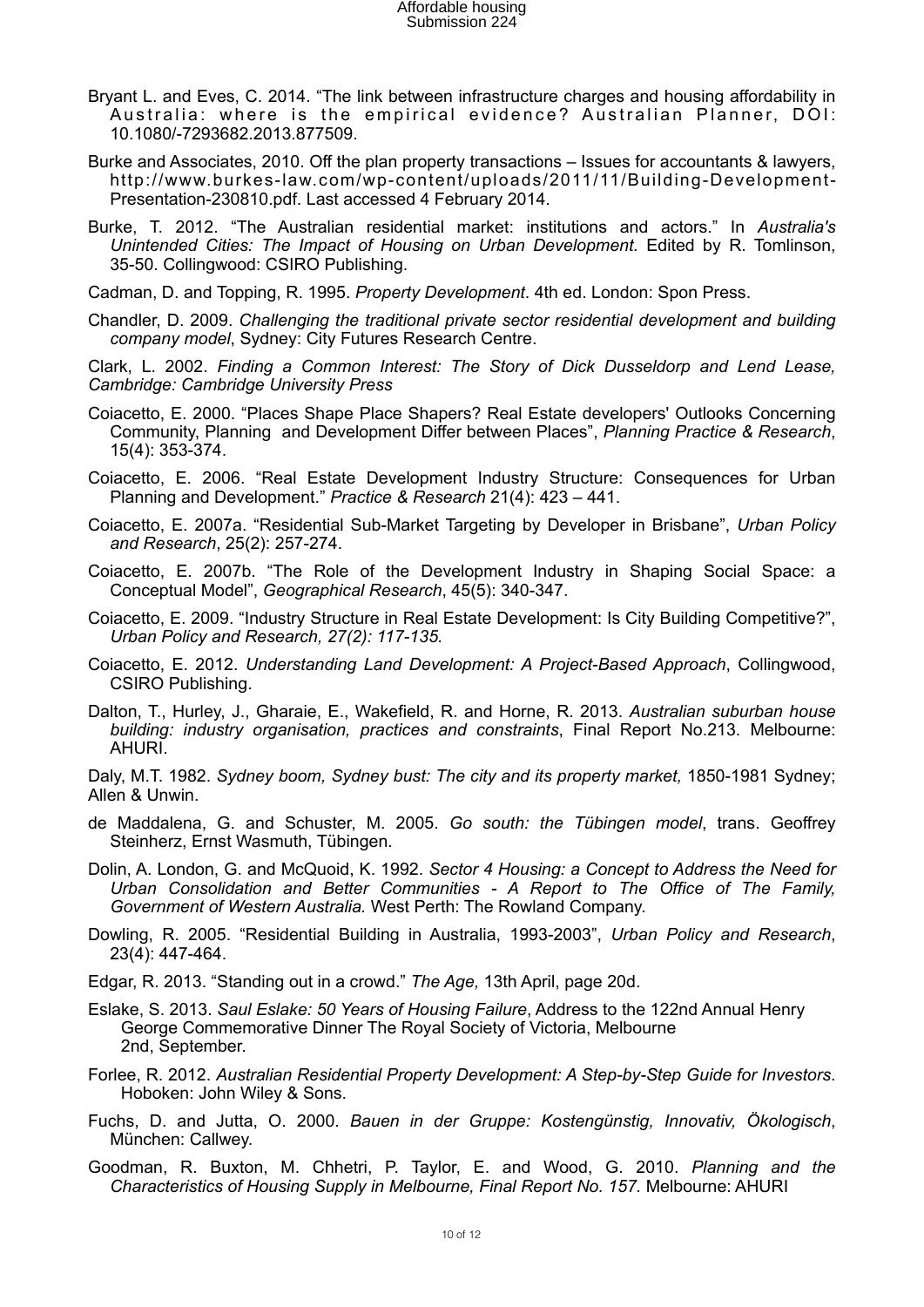Bryant L. and Eves, C. 2014. "The link between infrastructure charges and housing affordability in Australia: where is the empirical evidence? Australian Planner, DOI: 10.1080/-7293682.2013.877509.

Burke and Associates, 2010. Off the plan property transactions – Issues for accountants & lawyers, http://www.burkes-law.com/wp-content/uploads/2011/11/Building-Development-Presentation-230810.pdf. Last accessed 4 February 2014.

Burke, T. 2012. "The Australian residential market: institutions and actors." In *Australia's Unintended Cities: The Impact of Housing on Urban Development.* Edited by R. Tomlinson, 35-50. Collingwood: CSIRO Publishing.

Cadman, D. and Topping, R. 1995. *Property Development*. 4th ed. London: Spon Press.

Chandler, D. 2009. *Challenging the traditional private sector residential development and building company model*, Sydney: City Futures Research Centre.

Clark, L. 2002. *Finding a Common Interest: The Story of Dick Dusseldorp and Lend Lease, Cambridge: Cambridge University Press*

Coiacetto, E. 2000. "Places Shape Place Shapers? Real Estate developers' Outlooks Concerning Community, Planning and Development Differ between Places", *Planning Practice & Research*, 15(4): 353-374.

Coiacetto, E. 2006. "Real Estate Development Industry Structure: Consequences for Urban Planning and Development." *Practice & Research* 21(4): 423 – 441.

Coiacetto, E. 2007a. "Residential Sub-Market Targeting by Developer in Brisbane", *Urban Policy and Research*, 25(2): 257-274.

Coiacetto, E. 2007b. "The Role of the Development Industry in Shaping Social Space: a Conceptual Model", *Geographical Research*, 45(5): 340-347.

Coiacetto, E. 2009. "Industry Structure in Real Estate Development: Is City Building Competitive?", *Urban Policy and Research, 27(2): 117-135.*

Coiacetto, E. 2012. *Understanding Land Development: A Project-Based Approach*, Collingwood, CSIRO Publishing.

Dalton, T., Hurley, J., Gharaie, E., Wakefield, R. and Horne, R. 2013. *Australian suburban house building: industry organisation, practices and constraints*, Final Report No.213. Melbourne: AHURI.

Daly, M.T. 1982. *Sydney boom, Sydney bust: The city and its property market,* 1850-1981 Sydney; Allen & Unwin.

de Maddalena, G. and Schuster, M. 2005. *Go south: the Tübingen model*, trans. Geoffrey Steinherz, Ernst Wasmuth, Tübingen.

Dolin, A. London, G. and McQuoid, K. 1992. *Sector 4 Housing: a Concept to Address the Need for Urban Consolidation and Better Communities - A Report to The Office of The Family, Government of Western Australia.* West Perth: The Rowland Company.

Dowling, R. 2005. "Residential Building in Australia, 1993-2003", *Urban Policy and Research*, 23(4): 447-464.

Edgar, R. 2013. "Standing out in a crowd." *The Age,* 13th April, page 20d.

Eslake, S. 2013. *Saul Eslake: 50 Years of Housing Failure*, Address to the 122nd Annual Henry George Commemorative Dinner The Royal Society of Victoria, Melbourne 2nd, September.

Forlee, R. 2012. *Australian Residential Property Development: A Step-by-Step Guide for Investors*. Hoboken: John Wiley & Sons.

Fuchs, D. and Jutta, O. 2000. *Bauen in der Gruppe: Kostengünstig, Innovativ, Ökologisch*, München: Callwey.

Goodman, R. Buxton, M. Chhetri, P. Taylor, E. and Wood, G. 2010. *Planning and the Characteristics of Housing Supply in Melbourne, Final Report No. 157.* Melbourne: AHURI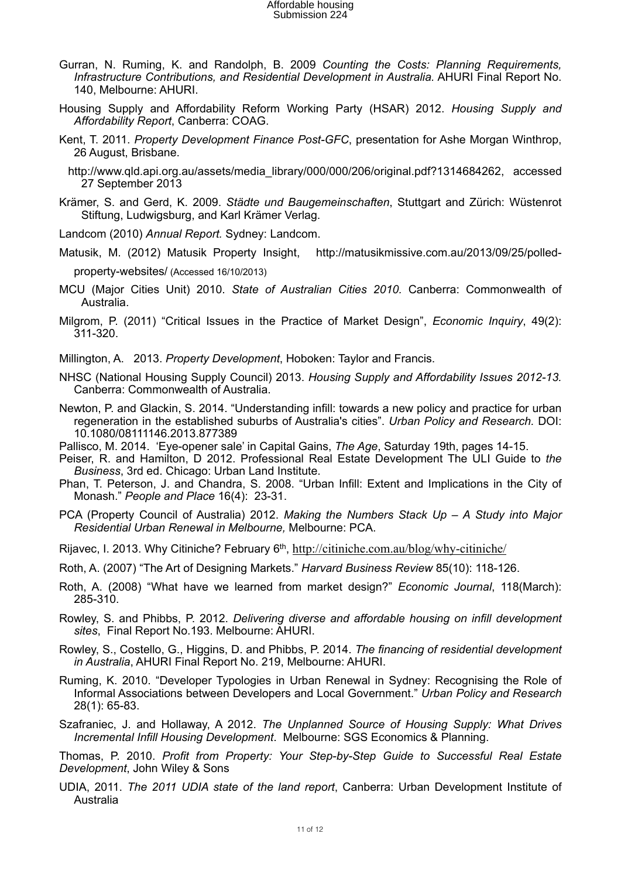Gurran, N. Ruming, K. and Randolph, B. 2009 *Counting the Costs: Planning Requirements, Infrastructure Contributions, and Residential Development in Australia.* AHURI Final Report No. 140, Melbourne: AHURI.

Housing Supply and Affordability Reform Working Party (HSAR) 2012. *Housing Supply and Affordability Report*, Canberra: COAG.

Kent, T. 2011. *Property Development Finance Post-GFC*, presentation for Ashe Morgan Winthrop, 26 August, Brisbane.

http://www.qld.api.org.au/assets/media_library/000/000/206/original.pdf?1314684262, accessed 27 September 2013

Krämer, S. and Gerd, K. 2009. *Städte und Baugemeinschaften*, Stuttgart and Zürich: Wüstenrot Stiftung, Ludwigsburg, and Karl Krämer Verlag.

Landcom (2010) *Annual Report.* Sydney: Landcom.

Matusik, M. (2012) Matusik Property Insight, http://matusikmissive.com.au/2013/09/25/polled-property-websites/ (Accessed 16/10/2013)

MCU (Major Cities Unit) 2010. *State of Australian Cities 2010.* Canberra: Commonwealth of Australia.

Milgrom, P. (2011) "Critical Issues in the Practice of Market Design", *Economic Inquiry*, 49(2): 311-320.

Millington, A. 2013. *Property Development*, Hoboken: Taylor and Francis.

NHSC (National Housing Supply Council) 2013. *Housing Supply and Affordability Issues 2012-13.* Canberra: Commonwealth of Australia.

Newton, P. and Glackin, S. 2014. "Understanding infill: towards a new policy and practice for urban regeneration in the established suburbs of Australia's cities". *Urban Policy and Research.* DOI: 10.1080/08111146.2013.877389

Pallisco, M. 2014. 'Eye-opener sale' in Capital Gains, *The Age*, Saturday 19th, pages 14-15.

Peiser, R. and Hamilton, D 2012. Professional Real Estate Development The ULI Guide to *the Business*, 3rd ed. Chicago: Urban Land Institute.

Phan, T. Peterson, J. and Chandra, S. 2008. "Urban Infill: Extent and Implications in the City of Monash." *People and Place* 16(4): 23-31.

PCA (Property Council of Australia) 2012. *Making the Numbers Stack Up – A Study into Major Residential Urban Renewal in Melbourne,* Melbourne: PCA.

Rijavec, I. 2013. Why Citiniche? February 6th, http://citiniche.com.au/blog/why-citiniche/

Roth, A. (2007) "The Art of Designing Markets." *Harvard Business Review* 85(10): 118-126.

Roth, A. (2008) "What have we learned from market design?" *Economic Journal*, 118(March): 285-310.

Rowley, S. and Phibbs, P. 2012. *Delivering diverse and affordable housing on infill development sites*, Final Report No.193. Melbourne: AHURI.

Rowley, S., Costello, G., Higgins, D. and Phibbs, P. 2014. *The financing of residential development in Australia*, AHURI Final Report No. 219, Melbourne: AHURI.

Ruming, K. 2010. "Developer Typologies in Urban Renewal in Sydney: Recognising the Role of Informal Associations between Developers and Local Government." *Urban Policy and Research* 28(1): 65-83.

Szafraniec, J. and Hollaway, A 2012. *The Unplanned Source of Housing Supply: What Drives Incremental Infill Housing Development*. Melbourne: SGS Economics & Planning.

Thomas, P. 2010. *Profit from Property: Your Step-by-Step Guide to Successful Real Estate Development*, John Wiley & Sons

UDIA, 2011. *The 2011 UDIA state of the land report*, Canberra: Urban Development Institute of Australia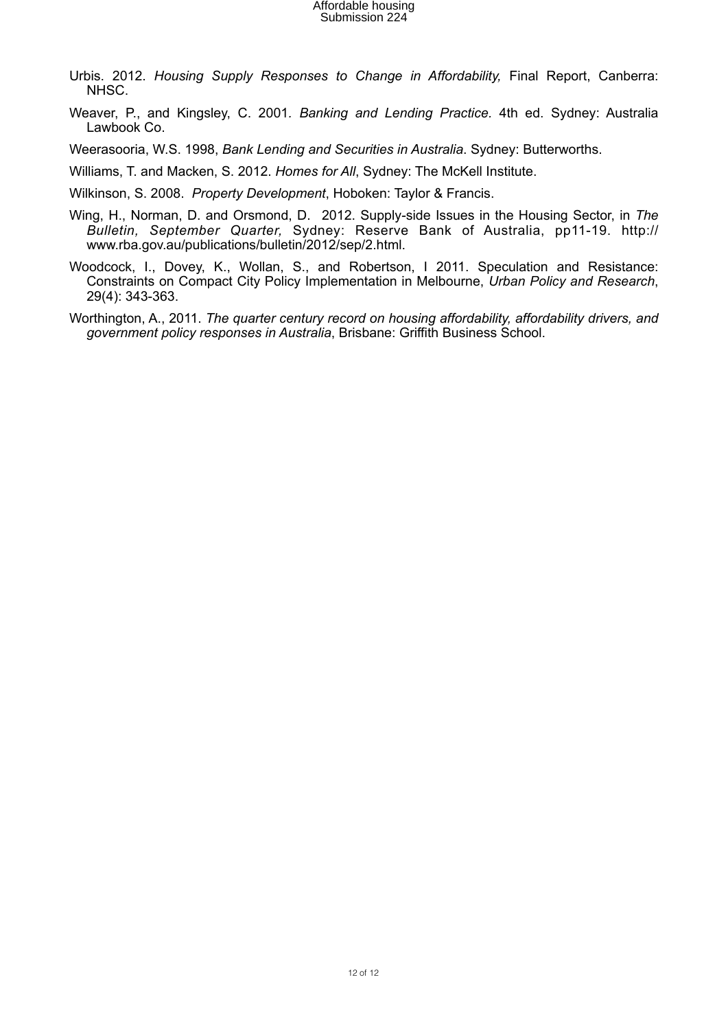Urbis. 2012. *Housing Supply Responses to Change in Affordability,* Final Report, Canberra: NHSC.

Weaver, P., and Kingsley, C. 2001*. Banking and Lending Practice.* 4th ed. Sydney: Australia Lawbook Co.

Weerasooria, W.S. 1998, *Bank Lending and Securities in Australia*. Sydney: Butterworths.

Williams, T. and Macken, S. 2012. *Homes for All*, Sydney: The McKell Institute.

Wilkinson, S. 2008. *Property Development*, Hoboken: Taylor & Francis.

Wing, H., Norman, D. and Orsmond, D. 2012. Supply-side Issues in the Housing Sector, in *The Bulletin, September Quarter,* Sydney: Reserve Bank of Australia, pp11-19. http://www.rba.gov.au/publications/bulletin/2012/sep/2.html.

Woodcock, I., Dovey, K., Wollan, S., and Robertson, I 2011. Speculation and Resistance: Constraints on Compact City Policy Implementation in Melbourne, *Urban Policy and Research*, 29(4): 343-363.

Worthington, A., 2011. *The quarter century record on housing affordability, affordability drivers, and government policy responses in Australia*, Brisbane: Griffith Business School.